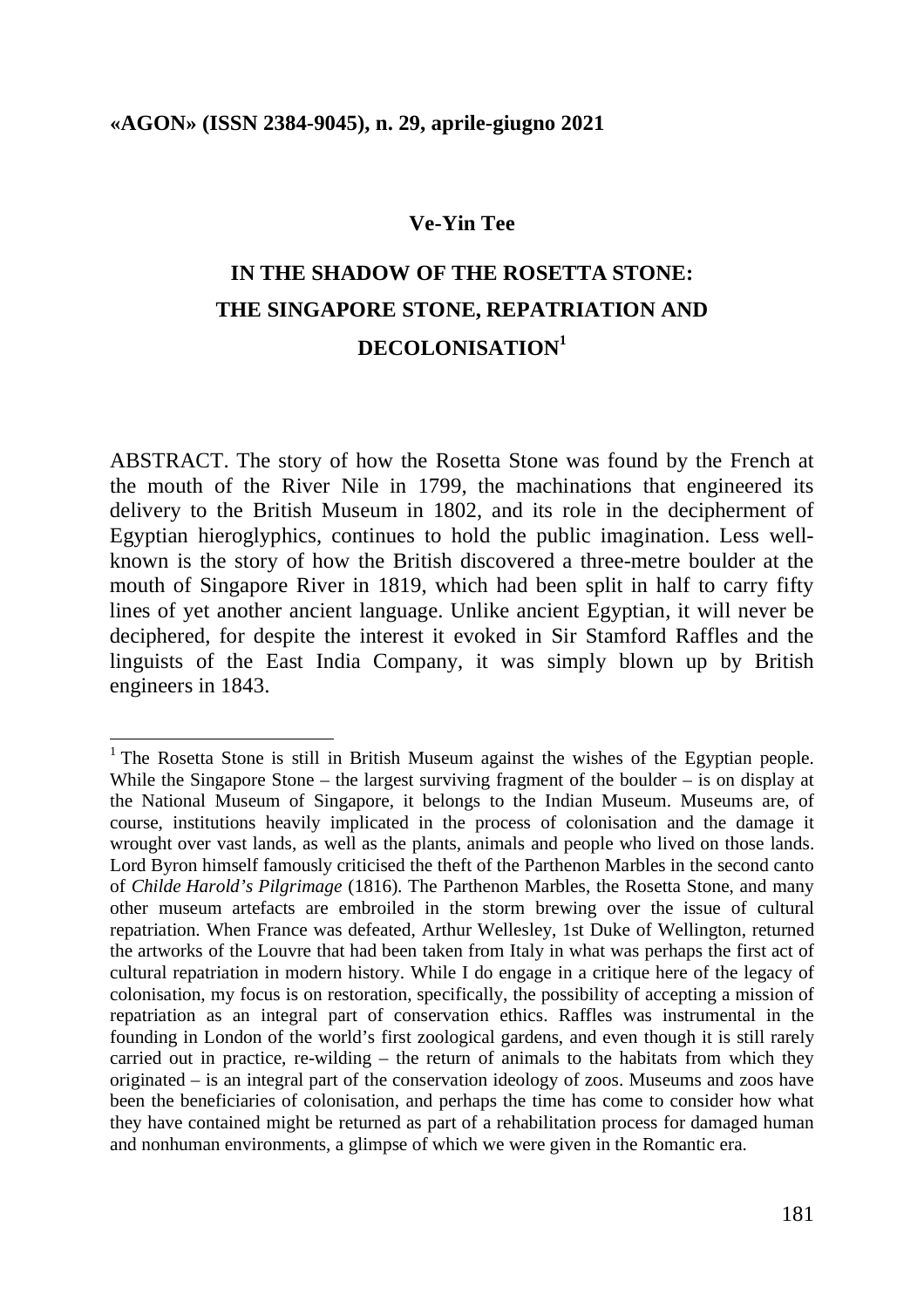«AGON» (ISSN 2384-9045), n. 29, aprile-giugno 2021

**Ve-Yin Tee**

# IN THE SHADOW OF THE ROSETTA STONE: THE SINGAPORE STONE, REPATRIATION AND DECOLONISATION[1]

ABSTRACT. The story of how the Rosetta Stone was found by the French at the mouth of the River Nile in 1799, the machinations that engineered its delivery to the British Museum in 1802, and its role in the decipherment of Egyptian hieroglyphics, continues to hold the public imagination. Less well-known is the story of how the British discovered a three-metre boulder at the mouth of Singapore River in 1819, which had been split in half to carry fifty lines of yet another ancient language. Unlike ancient Egyptian, it will never be deciphered, for despite the interest it evoked in Sir Stamford Raffles and the linguists of the East India Company, it was simply blown up by British engineers in 1843.

---

[1] The Rosetta Stone is still in British Museum against the wishes of the Egyptian people. While the Singapore Stone – the largest surviving fragment of the boulder – is on display at the National Museum of Singapore, it belongs to the Indian Museum. Museums are, of course, institutions heavily implicated in the process of colonisation and the damage it wrought over vast lands, as well as the plants, animals and people who lived on those lands. Lord Byron himself famously criticised the theft of the Parthenon Marbles in the second canto of *Childe Harold's Pilgrimage* (1816). The Parthenon Marbles, the Rosetta Stone, and many other museum artefacts are embroiled in the storm brewing over the issue of cultural repatriation. When France was defeated, Arthur Wellesley, 1st Duke of Wellington, returned the artworks of the Louvre that had been taken from Italy in what was perhaps the first act of cultural repatriation in modern history. While I do engage in a critique here of the legacy of colonisation, my focus is on restoration, specifically, the possibility of accepting a mission of repatriation as an integral part of conservation ethics. Raffles was instrumental in the founding in London of the world's first zoological gardens, and even though it is still rarely carried out in practice, re-wilding – the return of animals to the habitats from which they originated – is an integral part of the conservation ideology of zoos. Museums and zoos have been the beneficiaries of colonisation, and perhaps the time has come to consider how what they have contained might be returned as part of a rehabilitation process for damaged human and nonhuman environments, a glimpse of which we were given in the Romantic era.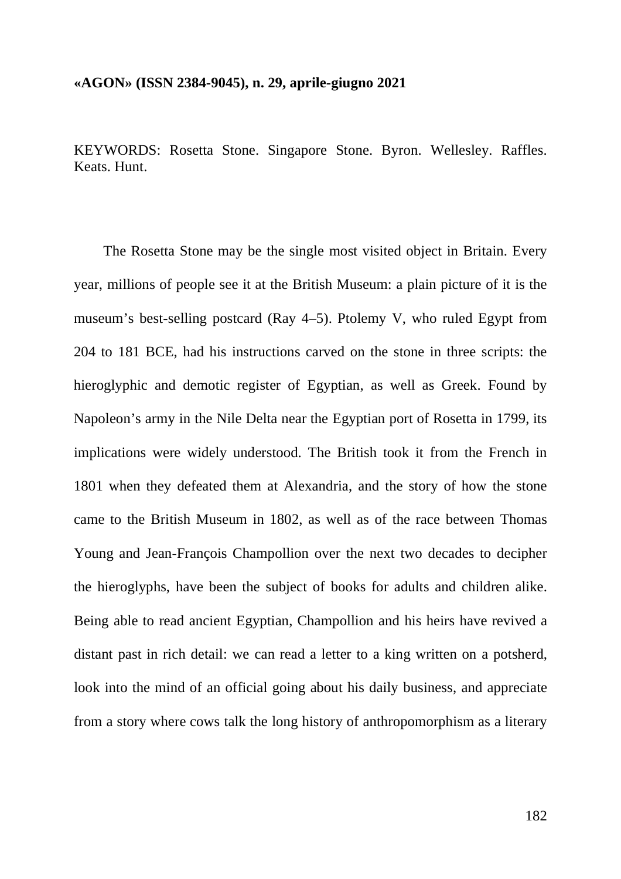KEYWORDS: Rosetta Stone. Singapore Stone. Byron. Wellesley. Raffles. Keats. Hunt.

The Rosetta Stone may be the single most visited object in Britain. Every year, millions of people see it at the British Museum: a plain picture of it is the museum's best-selling postcard (Ray 4–5). Ptolemy V, who ruled Egypt from 204 to 181 BCE, had his instructions carved on the stone in three scripts: the hieroglyphic and demotic register of Egyptian, as well as Greek. Found by Napoleon's army in the Nile Delta near the Egyptian port of Rosetta in 1799, its implications were widely understood. The British took it from the French in 1801 when they defeated them at Alexandria, and the story of how the stone came to the British Museum in 1802, as well as of the race between Thomas Young and Jean-François Champollion over the next two decades to decipher the hieroglyphs, have been the subject of books for adults and children alike. Being able to read ancient Egyptian, Champollion and his heirs have revived a distant past in rich detail: we can read a letter to a king written on a potsherd, look into the mind of an official going about his daily business, and appreciate from a story where cows talk the long history of anthropomorphism as a literary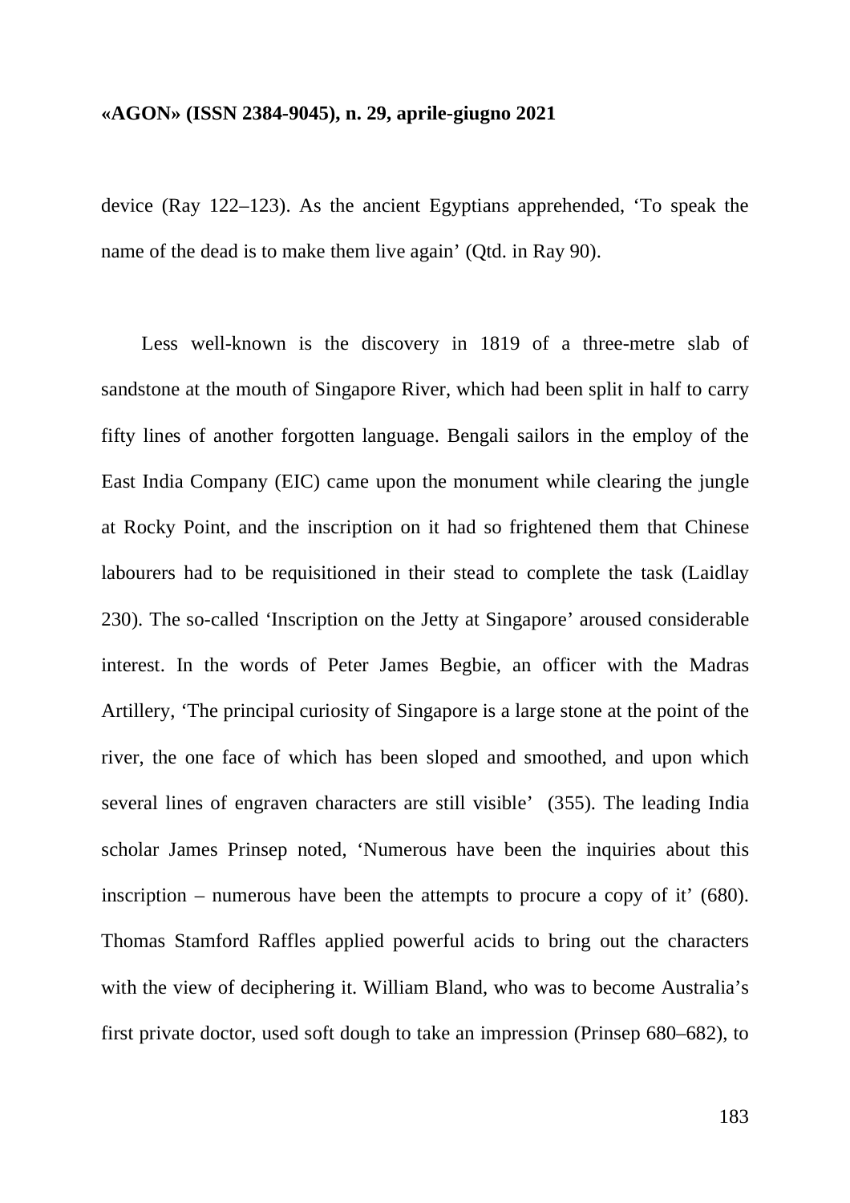device (Ray 122–123). As the ancient Egyptians apprehended, 'To speak the name of the dead is to make them live again' (Qtd. in Ray 90).

Less well-known is the discovery in 1819 of a three-metre slab of sandstone at the mouth of Singapore River, which had been split in half to carry fifty lines of another forgotten language. Bengali sailors in the employ of the East India Company (EIC) came upon the monument while clearing the jungle at Rocky Point, and the inscription on it had so frightened them that Chinese labourers had to be requisitioned in their stead to complete the task (Laidlay 230). The so-called 'Inscription on the Jetty at Singapore' aroused considerable interest. In the words of Peter James Begbie, an officer with the Madras Artillery, 'The principal curiosity of Singapore is a large stone at the point of the river, the one face of which has been sloped and smoothed, and upon which several lines of engraven characters are still visible' (355). The leading India scholar James Prinsep noted, 'Numerous have been the inquiries about this inscription – numerous have been the attempts to procure a copy of it' (680). Thomas Stamford Raffles applied powerful acids to bring out the characters with the view of deciphering it. William Bland, who was to become Australia's first private doctor, used soft dough to take an impression (Prinsep 680–682), to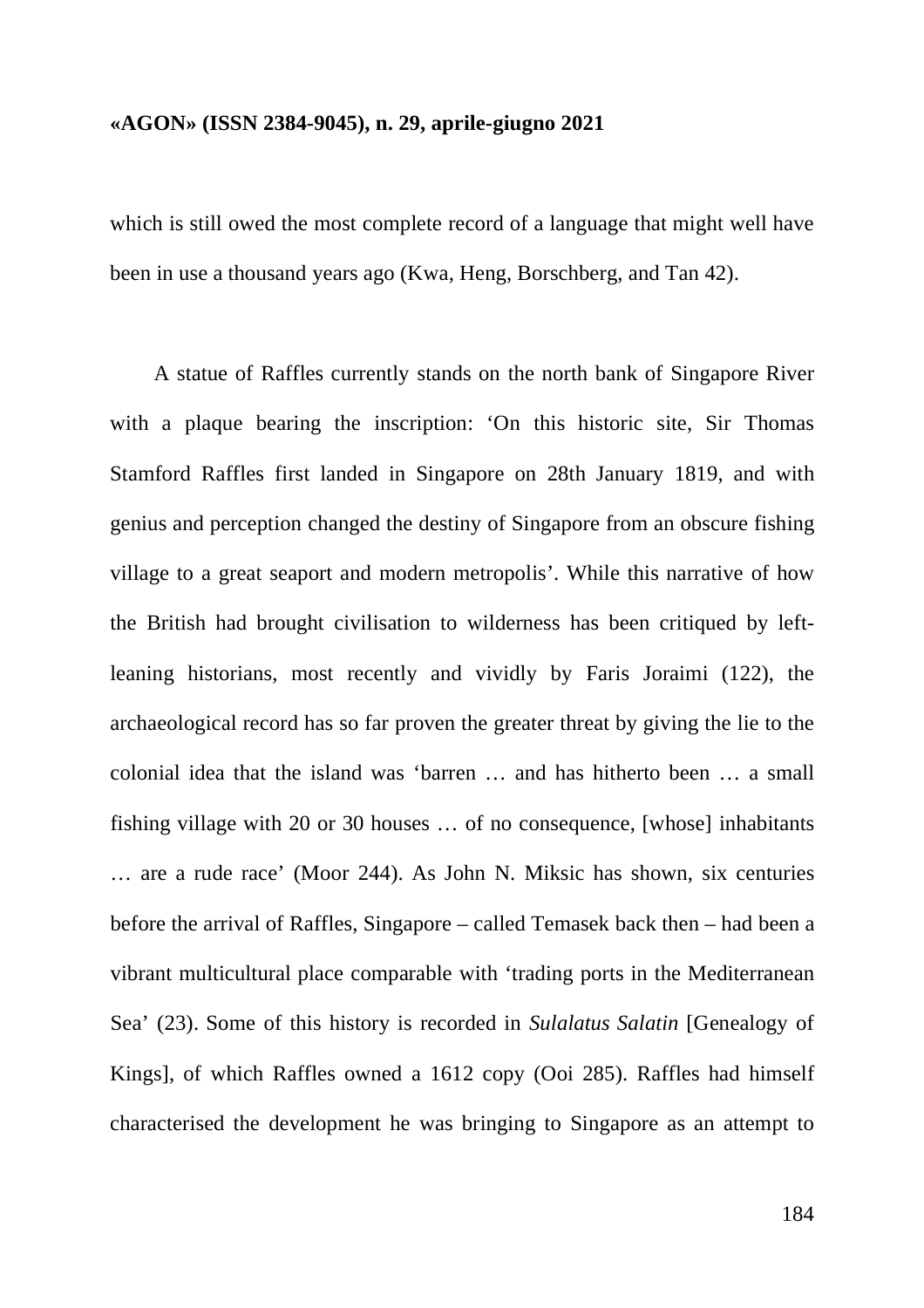which is still owed the most complete record of a language that might well have been in use a thousand years ago (Kwa, Heng, Borschberg, and Tan 42).

A statue of Raffles currently stands on the north bank of Singapore River with a plaque bearing the inscription: 'On this historic site, Sir Thomas Stamford Raffles first landed in Singapore on 28th January 1819, and with genius and perception changed the destiny of Singapore from an obscure fishing village to a great seaport and modern metropolis'. While this narrative of how the British had brought civilisation to wilderness has been critiqued by left-leaning historians, most recently and vividly by Faris Joraimi (122), the archaeological record has so far proven the greater threat by giving the lie to the colonial idea that the island was 'barren … and has hitherto been … a small fishing village with 20 or 30 houses … of no consequence, [whose] inhabitants … are a rude race' (Moor 244). As John N. Miksic has shown, six centuries before the arrival of Raffles, Singapore – called Temasek back then – had been a vibrant multicultural place comparable with 'trading ports in the Mediterranean Sea' (23). Some of this history is recorded in *Sulalatus Salatin* [Genealogy of Kings], of which Raffles owned a 1612 copy (Ooi 285). Raffles had himself characterised the development he was bringing to Singapore as an attempt to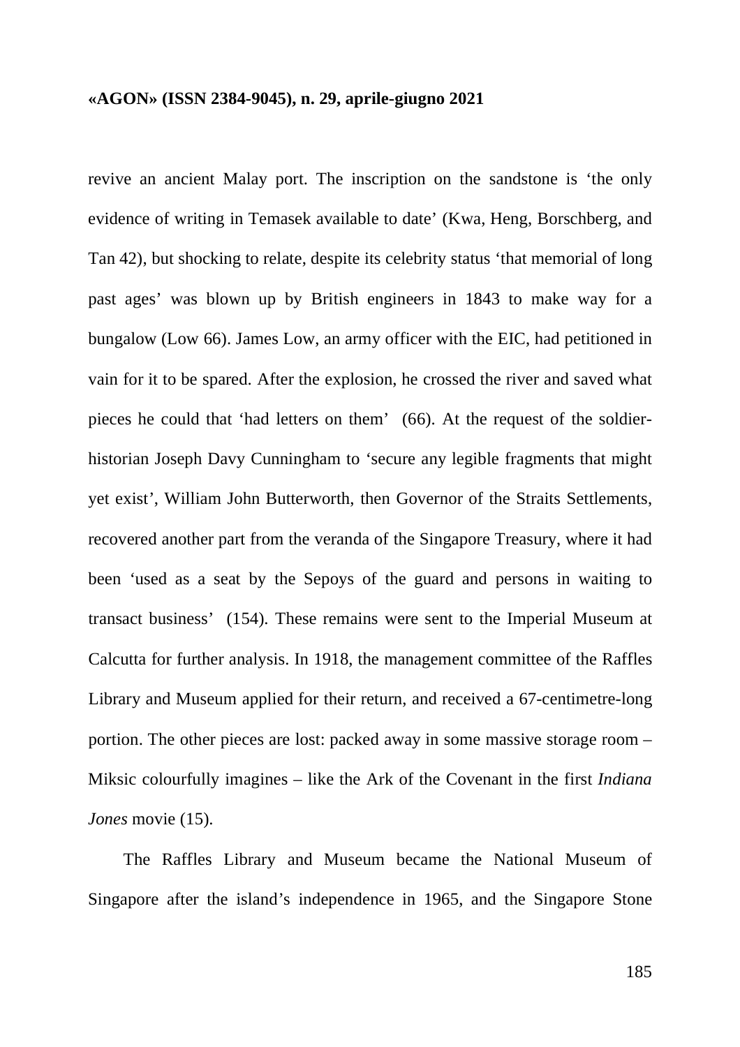revive an ancient Malay port. The inscription on the sandstone is 'the only evidence of writing in Temasek available to date' (Kwa, Heng, Borschberg, and Tan 42), but shocking to relate, despite its celebrity status 'that memorial of long past ages' was blown up by British engineers in 1843 to make way for a bungalow (Low 66). James Low, an army officer with the EIC, had petitioned in vain for it to be spared. After the explosion, he crossed the river and saved what pieces he could that 'had letters on them' (66). At the request of the soldier-historian Joseph Davy Cunningham to 'secure any legible fragments that might yet exist', William John Butterworth, then Governor of the Straits Settlements, recovered another part from the veranda of the Singapore Treasury, where it had been 'used as a seat by the Sepoys of the guard and persons in waiting to transact business' (154). These remains were sent to the Imperial Museum at Calcutta for further analysis. In 1918, the management committee of the Raffles Library and Museum applied for their return, and received a 67-centimetre-long portion. The other pieces are lost: packed away in some massive storage room – Miksic colourfully imagines – like the Ark of the Covenant in the first *Indiana Jones* movie (15).

The Raffles Library and Museum became the National Museum of Singapore after the island's independence in 1965, and the Singapore Stone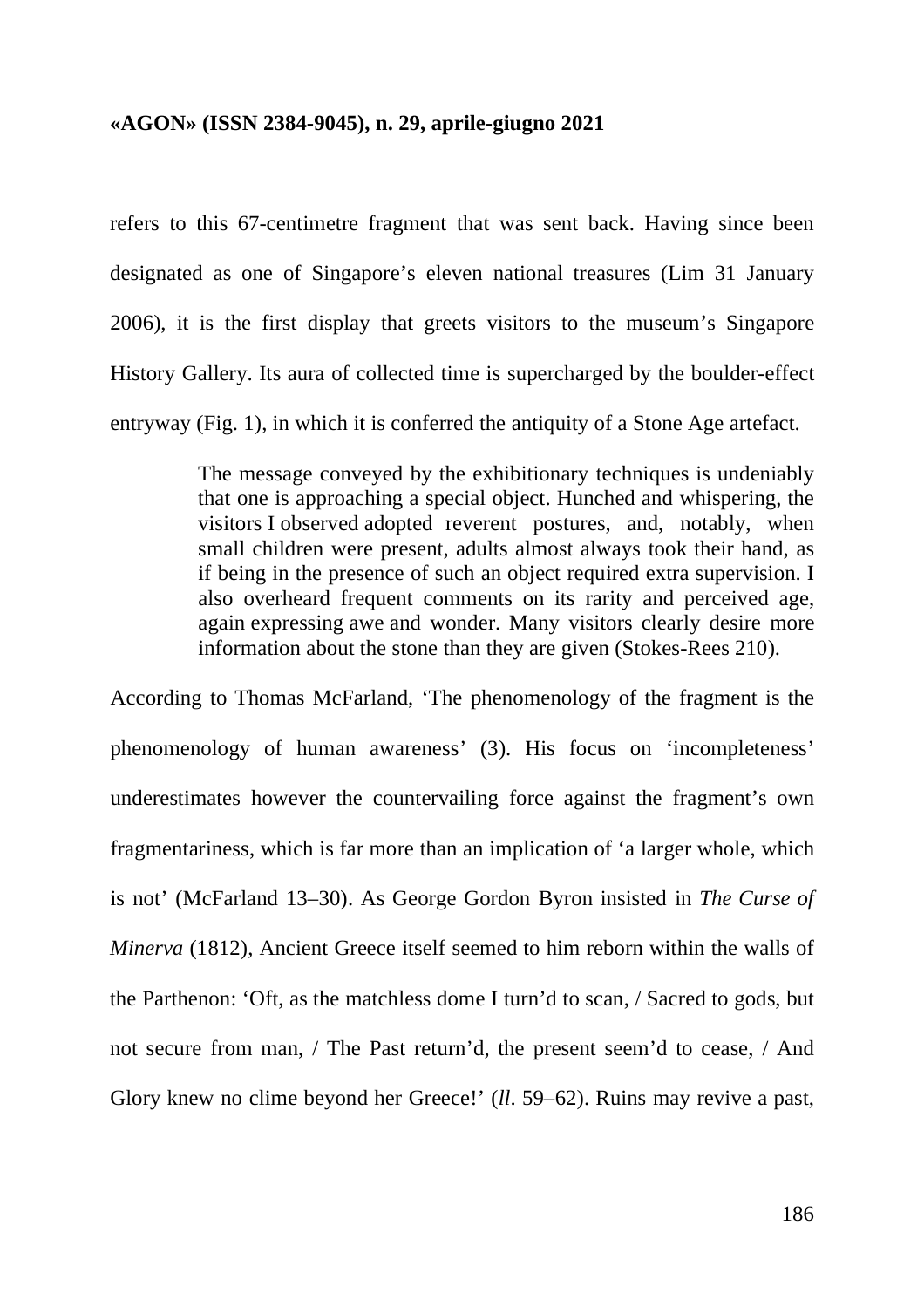refers to this 67-centimetre fragment that was sent back. Having since been designated as one of Singapore's eleven national treasures (Lim 31 January 2006), it is the first display that greets visitors to the museum's Singapore History Gallery. Its aura of collected time is supercharged by the boulder-effect entryway (Fig. 1), in which it is conferred the antiquity of a Stone Age artefact.

> The message conveyed by the exhibitionary techniques is undeniably that one is approaching a special object. Hunched and whispering, the visitors I observed adopted reverent postures, and, notably, when small children were present, adults almost always took their hand, as if being in the presence of such an object required extra supervision. I also overheard frequent comments on its rarity and perceived age, again expressing awe and wonder. Many visitors clearly desire more information about the stone than they are given (Stokes-Rees 210).

According to Thomas McFarland, 'The phenomenology of the fragment is the phenomenology of human awareness' (3). His focus on 'incompleteness' underestimates however the countervailing force against the fragment's own fragmentariness, which is far more than an implication of 'a larger whole, which is not' (McFarland 13–30). As George Gordon Byron insisted in *The Curse of Minerva* (1812), Ancient Greece itself seemed to him reborn within the walls of the Parthenon: 'Oft, as the matchless dome I turn'd to scan, / Sacred to gods, but not secure from man, / The Past return'd, the present seem'd to cease, / And Glory knew no clime beyond her Greece!' (*ll*. 59–62). Ruins may revive a past,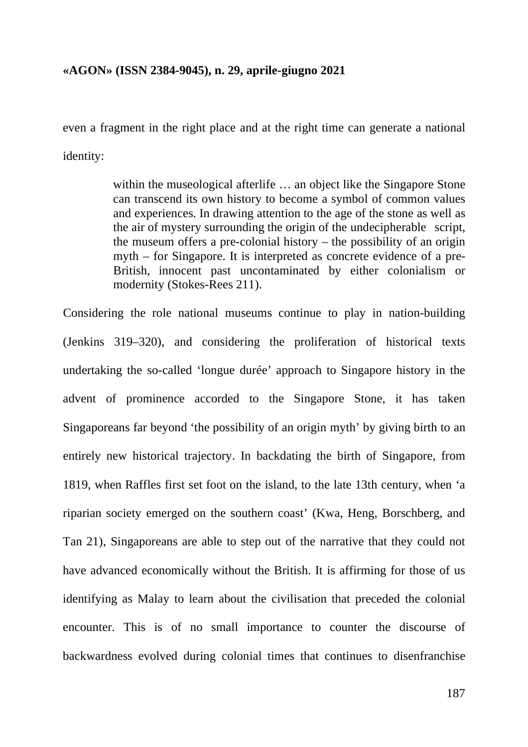even a fragment in the right place and at the right time can generate a national identity:

> within the museological afterlife … an object like the Singapore Stone can transcend its own history to become a symbol of common values and experiences. In drawing attention to the age of the stone as well as the air of mystery surrounding the origin of the undecipherable script, the museum offers a pre-colonial history – the possibility of an origin myth – for Singapore. It is interpreted as concrete evidence of a pre-British, innocent past uncontaminated by either colonialism or modernity (Stokes-Rees 211).

Considering the role national museums continue to play in nation-building (Jenkins 319–320), and considering the proliferation of historical texts undertaking the so-called 'longue durée' approach to Singapore history in the advent of prominence accorded to the Singapore Stone, it has taken Singaporeans far beyond 'the possibility of an origin myth' by giving birth to an entirely new historical trajectory. In backdating the birth of Singapore, from 1819, when Raffles first set foot on the island, to the late 13th century, when 'a riparian society emerged on the southern coast' (Kwa, Heng, Borschberg, and Tan 21), Singaporeans are able to step out of the narrative that they could not have advanced economically without the British. It is affirming for those of us identifying as Malay to learn about the civilisation that preceded the colonial encounter. This is of no small importance to counter the discourse of backwardness evolved during colonial times that continues to disenfranchise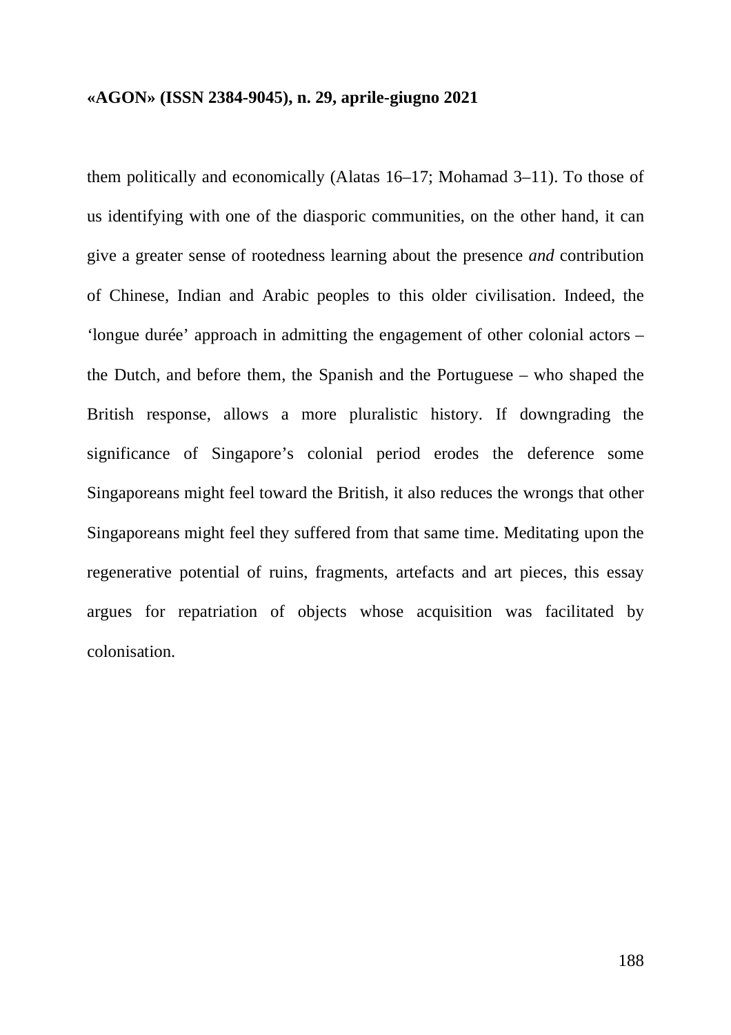them politically and economically (Alatas 16–17; Mohamad 3–11). To those of us identifying with one of the diasporic communities, on the other hand, it can give a greater sense of rootedness learning about the presence *and* contribution of Chinese, Indian and Arabic peoples to this older civilisation. Indeed, the 'longue durée' approach in admitting the engagement of other colonial actors – the Dutch, and before them, the Spanish and the Portuguese – who shaped the British response, allows a more pluralistic history. If downgrading the significance of Singapore's colonial period erodes the deference some Singaporeans might feel toward the British, it also reduces the wrongs that other Singaporeans might feel they suffered from that same time. Meditating upon the regenerative potential of ruins, fragments, artefacts and art pieces, this essay argues for repatriation of objects whose acquisition was facilitated by colonisation.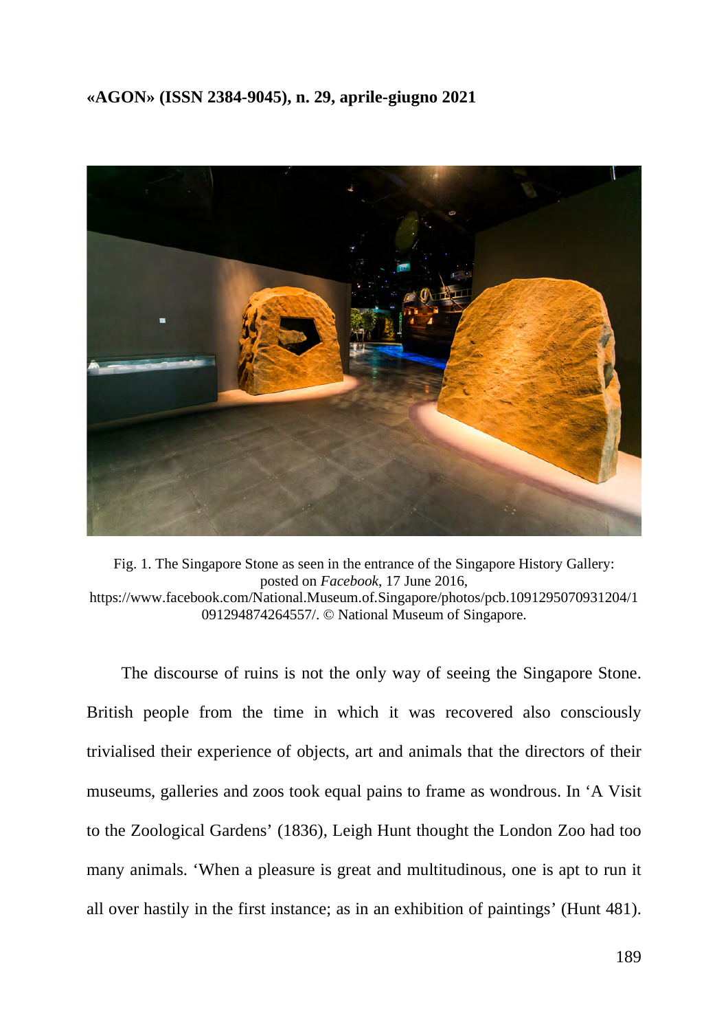Fig. 1. The Singapore Stone as seen in the entrance of the Singapore History Gallery: posted on *Facebook*, 17 June 2016, https://www.facebook.com/National.Museum.of.Singapore/photos/pcb.1091295070931204/1091294874264557/. © National Museum of Singapore.

The discourse of ruins is not the only way of seeing the Singapore Stone. British people from the time in which it was recovered also consciously trivialised their experience of objects, art and animals that the directors of their museums, galleries and zoos took equal pains to frame as wondrous. In 'A Visit to the Zoological Gardens' (1836), Leigh Hunt thought the London Zoo had too many animals. 'When a pleasure is great and multitudinous, one is apt to run it all over hastily in the first instance; as in an exhibition of paintings' (Hunt 481).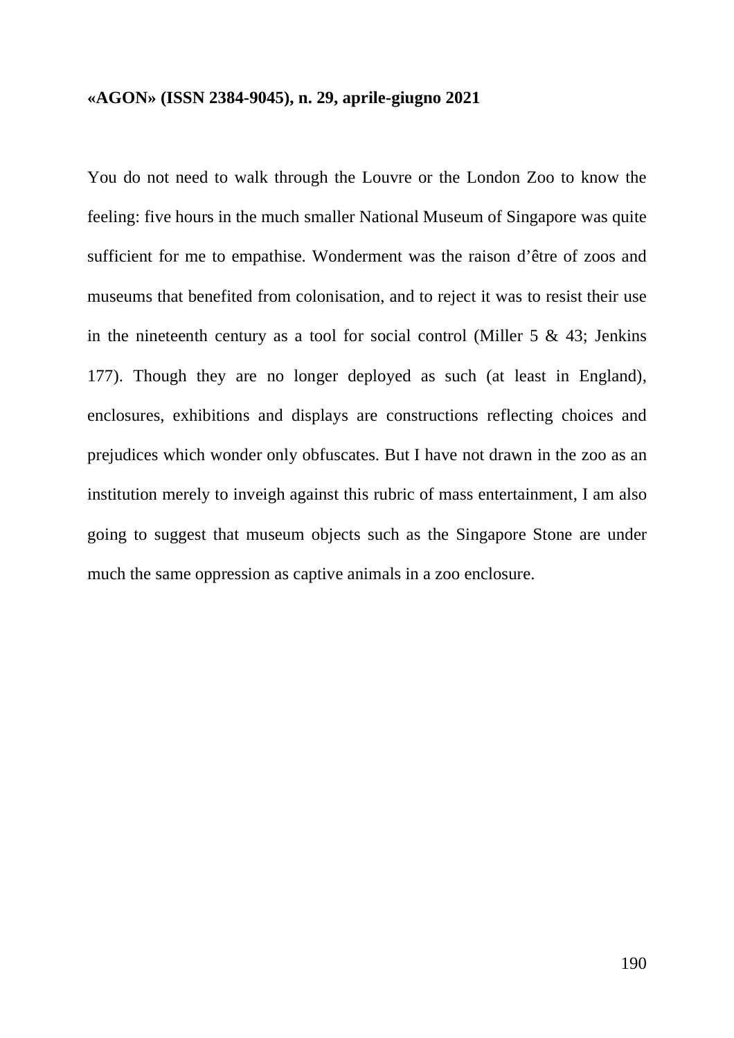You do not need to walk through the Louvre or the London Zoo to know the feeling: five hours in the much smaller National Museum of Singapore was quite sufficient for me to empathise. Wonderment was the raison d'être of zoos and museums that benefited from colonisation, and to reject it was to resist their use in the nineteenth century as a tool for social control (Miller 5 & 43; Jenkins 177). Though they are no longer deployed as such (at least in England), enclosures, exhibitions and displays are constructions reflecting choices and prejudices which wonder only obfuscates. But I have not drawn in the zoo as an institution merely to inveigh against this rubric of mass entertainment, I am also going to suggest that museum objects such as the Singapore Stone are under much the same oppression as captive animals in a zoo enclosure.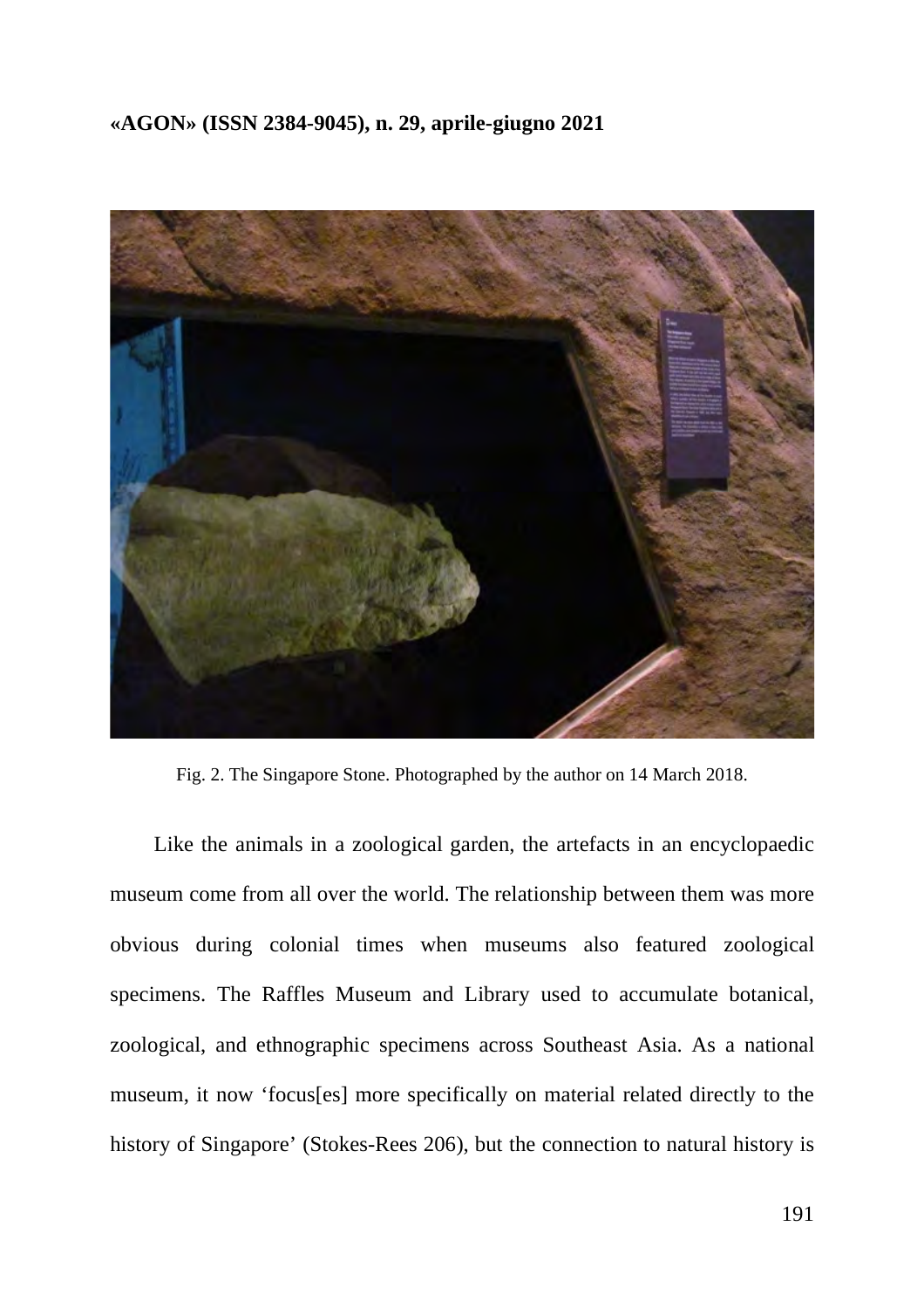Fig. 2. The Singapore Stone. Photographed by the author on 14 March 2018.

Like the animals in a zoological garden, the artefacts in an encyclopaedic museum come from all over the world. The relationship between them was more obvious during colonial times when museums also featured zoological specimens. The Raffles Museum and Library used to accumulate botanical, zoological, and ethnographic specimens across Southeast Asia. As a national museum, it now ‘focus[es] more specifically on material related directly to the history of Singapore’ (Stokes-Rees 206), but the connection to natural history is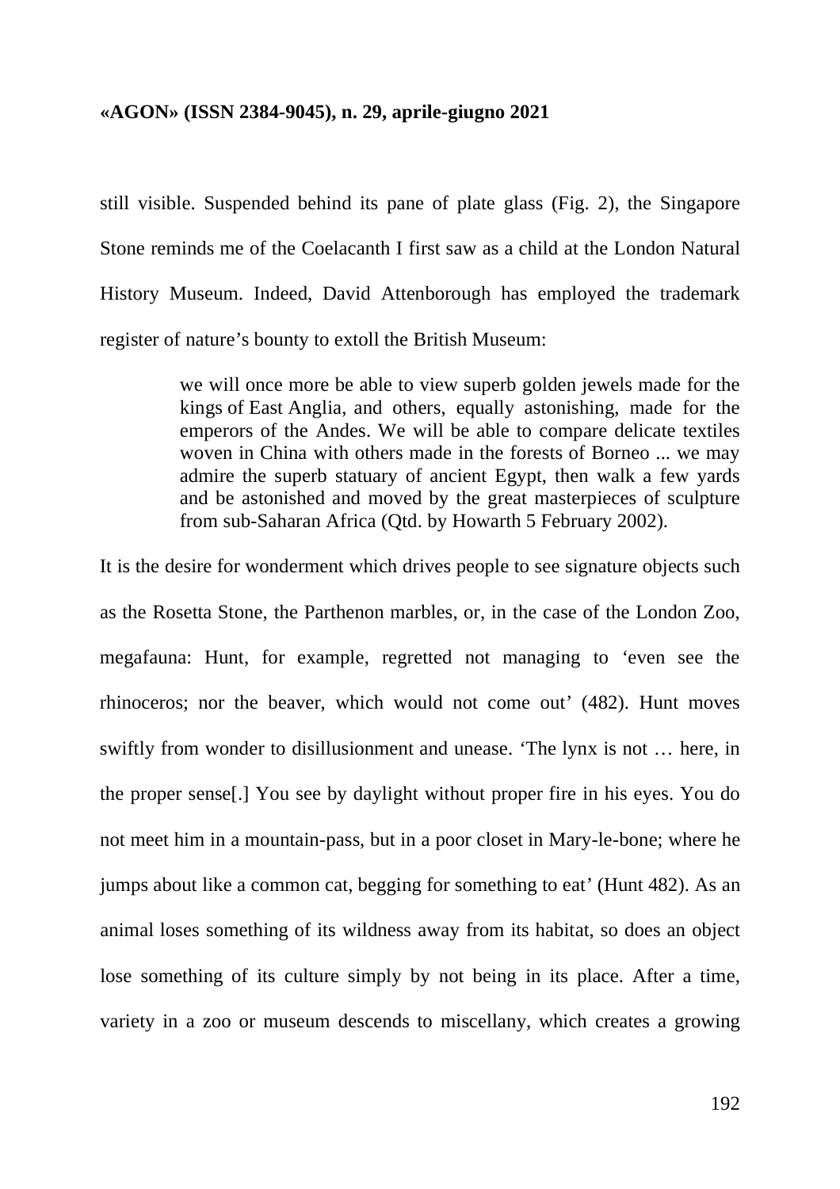still visible. Suspended behind its pane of plate glass (Fig. 2), the Singapore Stone reminds me of the Coelacanth I first saw as a child at the London Natural History Museum. Indeed, David Attenborough has employed the trademark register of nature's bounty to extoll the British Museum:

> we will once more be able to view superb golden jewels made for the kings of East Anglia, and others, equally astonishing, made for the emperors of the Andes. We will be able to compare delicate textiles woven in China with others made in the forests of Borneo ... we may admire the superb statuary of ancient Egypt, then walk a few yards and be astonished and moved by the great masterpieces of sculpture from sub-Saharan Africa (Qtd. by Howarth 5 February 2002).

It is the desire for wonderment which drives people to see signature objects such as the Rosetta Stone, the Parthenon marbles, or, in the case of the London Zoo, megafauna: Hunt, for example, regretted not managing to 'even see the rhinoceros; nor the beaver, which would not come out' (482). Hunt moves swiftly from wonder to disillusionment and unease. 'The lynx is not … here, in the proper sense[.] You see by daylight without proper fire in his eyes. You do not meet him in a mountain-pass, but in a poor closet in Mary-le-bone; where he jumps about like a common cat, begging for something to eat' (Hunt 482). As an animal loses something of its wildness away from its habitat, so does an object lose something of its culture simply by not being in its place. After a time, variety in a zoo or museum descends to miscellany, which creates a growing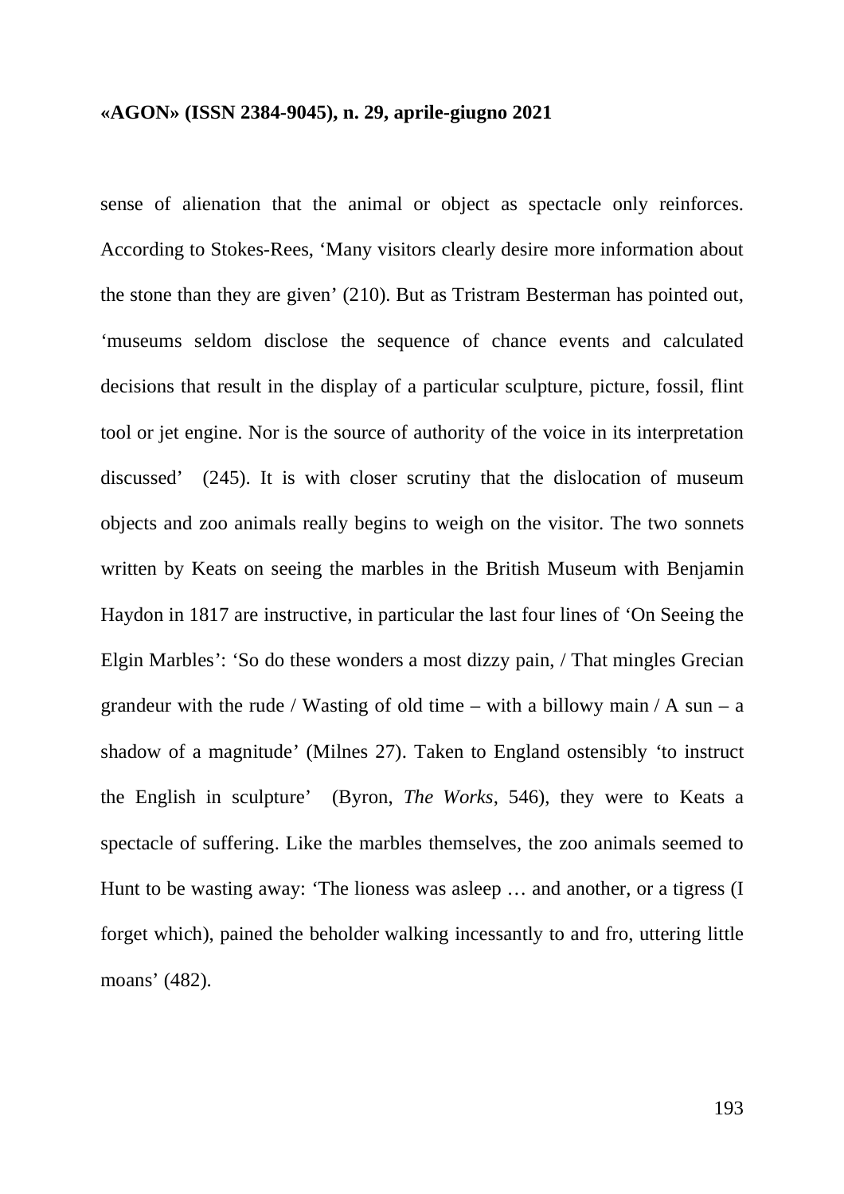sense of alienation that the animal or object as spectacle only reinforces. According to Stokes-Rees, 'Many visitors clearly desire more information about the stone than they are given' (210). But as Tristram Besterman has pointed out, 'museums seldom disclose the sequence of chance events and calculated decisions that result in the display of a particular sculpture, picture, fossil, flint tool or jet engine. Nor is the source of authority of the voice in its interpretation discussed' (245). It is with closer scrutiny that the dislocation of museum objects and zoo animals really begins to weigh on the visitor. The two sonnets written by Keats on seeing the marbles in the British Museum with Benjamin Haydon in 1817 are instructive, in particular the last four lines of 'On Seeing the Elgin Marbles': 'So do these wonders a most dizzy pain, / That mingles Grecian grandeur with the rude / Wasting of old time – with a billowy main / A sun – a shadow of a magnitude' (Milnes 27). Taken to England ostensibly 'to instruct the English in sculpture' (Byron, *The Works*, 546), they were to Keats a spectacle of suffering. Like the marbles themselves, the zoo animals seemed to Hunt to be wasting away: 'The lioness was asleep … and another, or a tigress (I forget which), pained the beholder walking incessantly to and fro, uttering little moans' (482).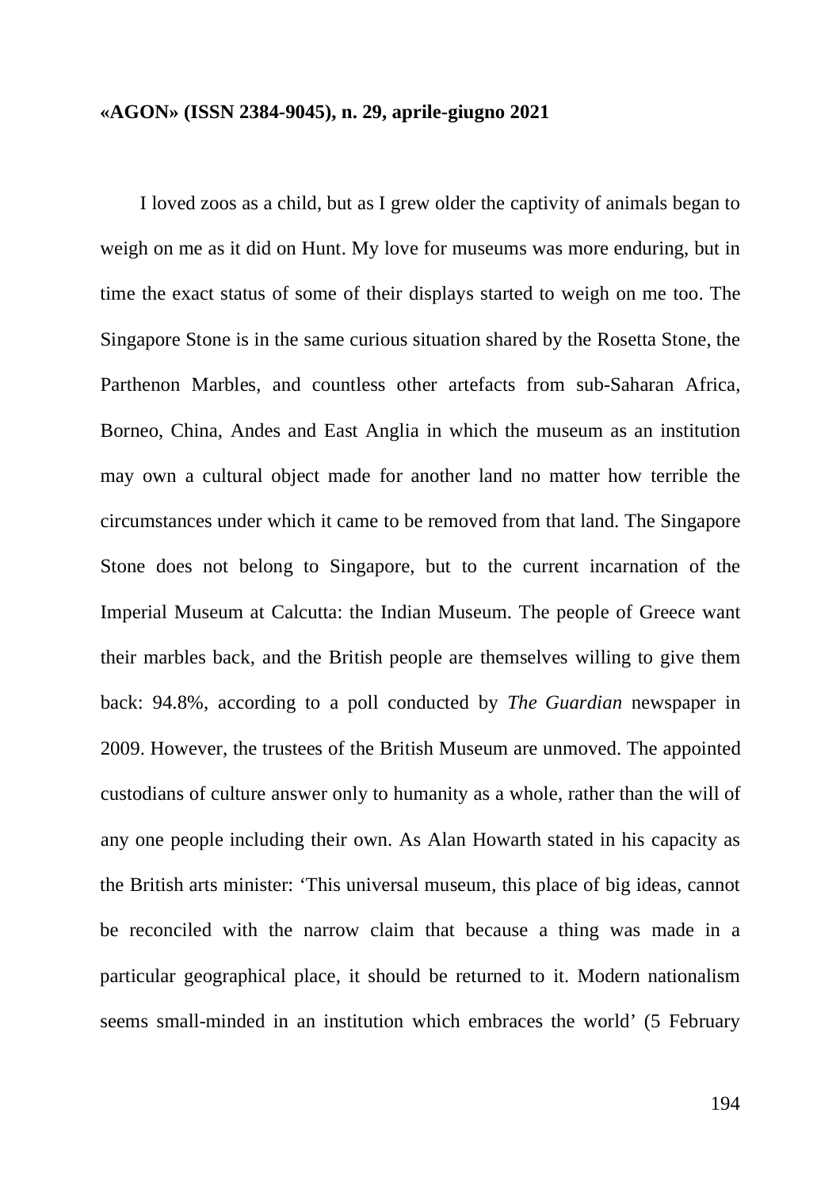I loved zoos as a child, but as I grew older the captivity of animals began to weigh on me as it did on Hunt. My love for museums was more enduring, but in time the exact status of some of their displays started to weigh on me too. The Singapore Stone is in the same curious situation shared by the Rosetta Stone, the Parthenon Marbles, and countless other artefacts from sub-Saharan Africa, Borneo, China, Andes and East Anglia in which the museum as an institution may own a cultural object made for another land no matter how terrible the circumstances under which it came to be removed from that land. The Singapore Stone does not belong to Singapore, but to the current incarnation of the Imperial Museum at Calcutta: the Indian Museum. The people of Greece want their marbles back, and the British people are themselves willing to give them back: 94.8%, according to a poll conducted by *The Guardian* newspaper in 2009. However, the trustees of the British Museum are unmoved. The appointed custodians of culture answer only to humanity as a whole, rather than the will of any one people including their own. As Alan Howarth stated in his capacity as the British arts minister: 'This universal museum, this place of big ideas, cannot be reconciled with the narrow claim that because a thing was made in a particular geographical place, it should be returned to it. Modern nationalism seems small-minded in an institution which embraces the world' (5 February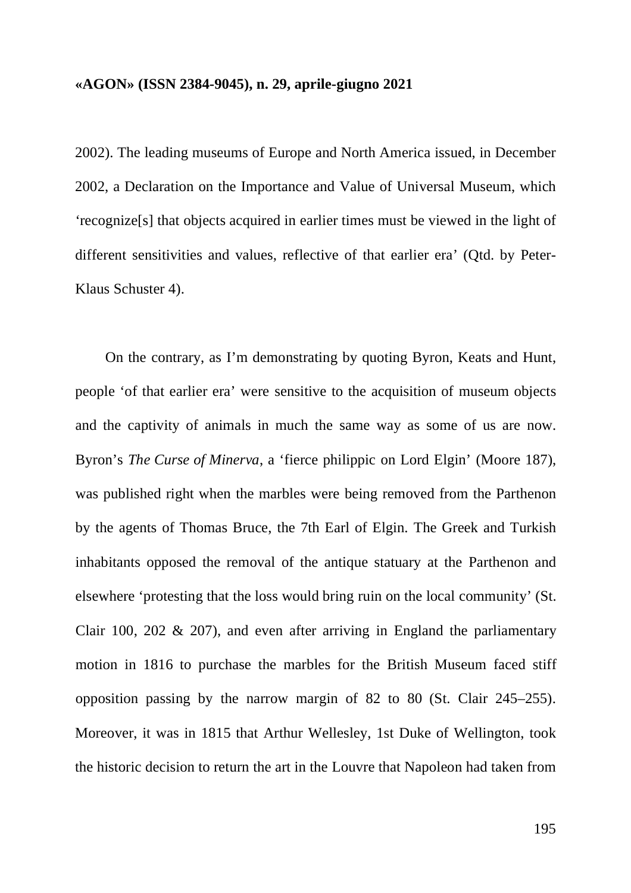2002). The leading museums of Europe and North America issued, in December 2002, a Declaration on the Importance and Value of Universal Museum, which 'recognize[s] that objects acquired in earlier times must be viewed in the light of different sensitivities and values, reflective of that earlier era' (Qtd. by Peter-Klaus Schuster 4).

On the contrary, as I'm demonstrating by quoting Byron, Keats and Hunt, people 'of that earlier era' were sensitive to the acquisition of museum objects and the captivity of animals in much the same way as some of us are now. Byron's *The Curse of Minerva*, a 'fierce philippic on Lord Elgin' (Moore 187), was published right when the marbles were being removed from the Parthenon by the agents of Thomas Bruce, the 7th Earl of Elgin. The Greek and Turkish inhabitants opposed the removal of the antique statuary at the Parthenon and elsewhere 'protesting that the loss would bring ruin on the local community' (St. Clair 100, 202 & 207), and even after arriving in England the parliamentary motion in 1816 to purchase the marbles for the British Museum faced stiff opposition passing by the narrow margin of 82 to 80 (St. Clair 245–255). Moreover, it was in 1815 that Arthur Wellesley, 1st Duke of Wellington, took the historic decision to return the art in the Louvre that Napoleon had taken from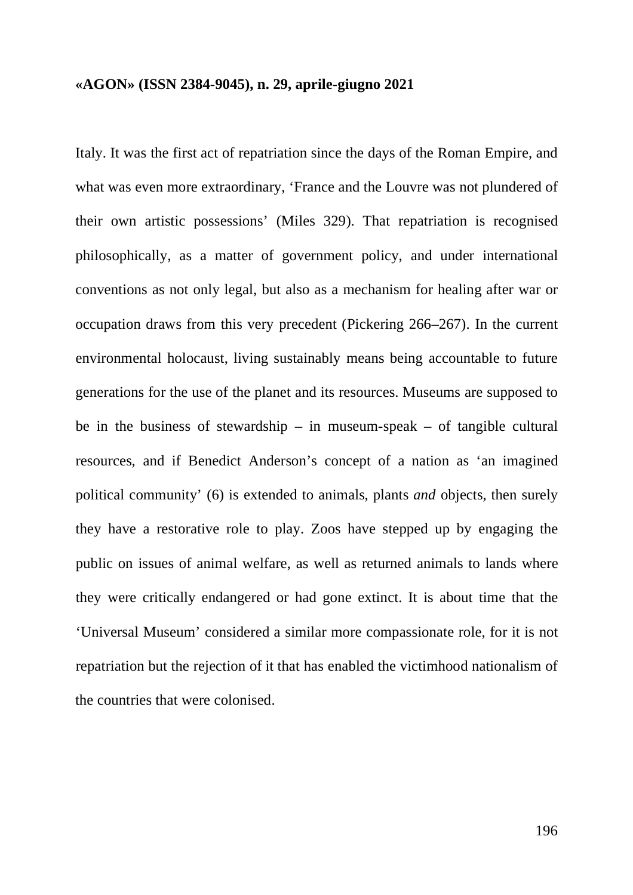Italy. It was the first act of repatriation since the days of the Roman Empire, and what was even more extraordinary, 'France and the Louvre was not plundered of their own artistic possessions' (Miles 329). That repatriation is recognised philosophically, as a matter of government policy, and under international conventions as not only legal, but also as a mechanism for healing after war or occupation draws from this very precedent (Pickering 266–267). In the current environmental holocaust, living sustainably means being accountable to future generations for the use of the planet and its resources. Museums are supposed to be in the business of stewardship – in museum-speak – of tangible cultural resources, and if Benedict Anderson's concept of a nation as 'an imagined political community' (6) is extended to animals, plants *and* objects, then surely they have a restorative role to play. Zoos have stepped up by engaging the public on issues of animal welfare, as well as returned animals to lands where they were critically endangered or had gone extinct. It is about time that the 'Universal Museum' considered a similar more compassionate role, for it is not repatriation but the rejection of it that has enabled the victimhood nationalism of the countries that were colonised.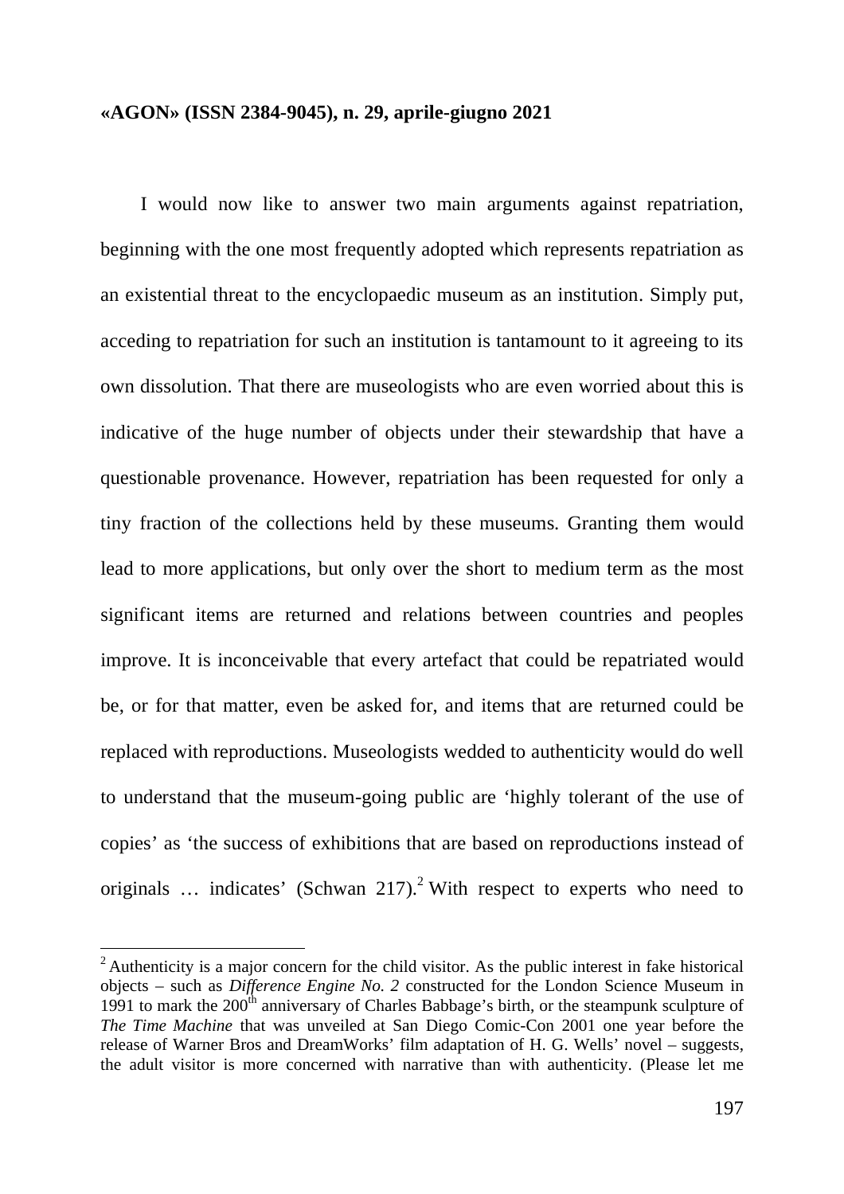I would now like to answer two main arguments against repatriation, beginning with the one most frequently adopted which represents repatriation as an existential threat to the encyclopaedic museum as an institution. Simply put, acceding to repatriation for such an institution is tantamount to it agreeing to its own dissolution. That there are museologists who are even worried about this is indicative of the huge number of objects under their stewardship that have a questionable provenance. However, repatriation has been requested for only a tiny fraction of the collections held by these museums. Granting them would lead to more applications, but only over the short to medium term as the most significant items are returned and relations between countries and peoples improve. It is inconceivable that every artefact that could be repatriated would be, or for that matter, even be asked for, and items that are returned could be replaced with reproductions. Museologists wedded to authenticity would do well to understand that the museum-going public are 'highly tolerant of the use of copies' as 'the success of exhibitions that are based on reproductions instead of originals … indicates' (Schwan 217).[2] With respect to experts who need to

[2] Authenticity is a major concern for the child visitor. As the public interest in fake historical objects – such as *Difference Engine No. 2* constructed for the London Science Museum in 1991 to mark the 200th anniversary of Charles Babbage's birth, or the steampunk sculpture of *The Time Machine* that was unveiled at San Diego Comic-Con 2001 one year before the release of Warner Bros and DreamWorks' film adaptation of H. G. Wells' novel – suggests, the adult visitor is more concerned with narrative than with authenticity. (Please let me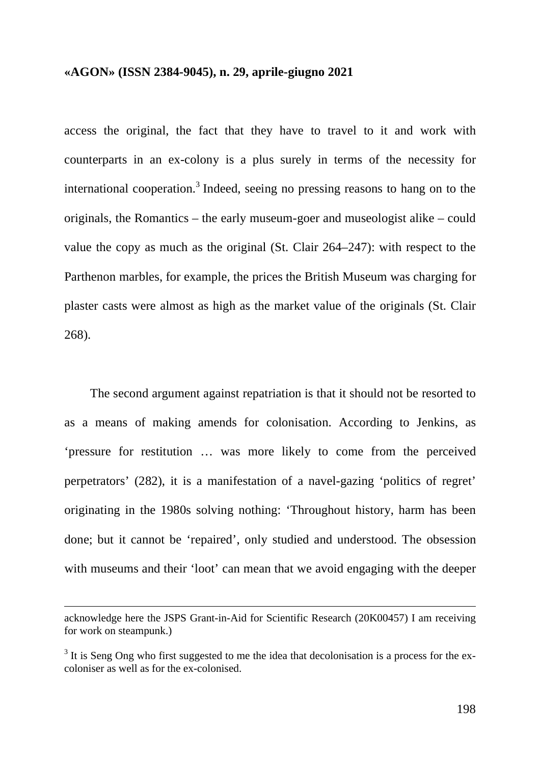access the original, the fact that they have to travel to it and work with counterparts in an ex-colony is a plus surely in terms of the necessity for international cooperation.[3] Indeed, seeing no pressing reasons to hang on to the originals, the Romantics – the early museum-goer and museologist alike – could value the copy as much as the original (St. Clair 264–247): with respect to the Parthenon marbles, for example, the prices the British Museum was charging for plaster casts were almost as high as the market value of the originals (St. Clair 268).

The second argument against repatriation is that it should not be resorted to as a means of making amends for colonisation. According to Jenkins, as 'pressure for restitution … was more likely to come from the perceived perpetrators' (282), it is a manifestation of a navel-gazing 'politics of regret' originating in the 1980s solving nothing: 'Throughout history, harm has been done; but it cannot be 'repaired', only studied and understood. The obsession with museums and their 'loot' can mean that we avoid engaging with the deeper

---

acknowledge here the JSPS Grant-in-Aid for Scientific Research (20K00457) I am receiving for work on steampunk.)

[3] It is Seng Ong who first suggested to me the idea that decolonisation is a process for the ex-coloniser as well as for the ex-colonised.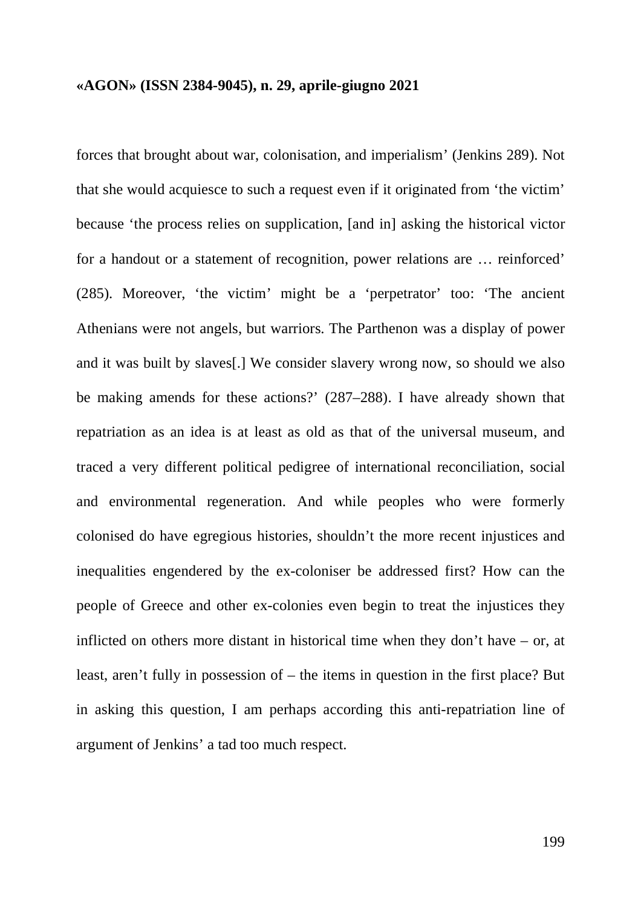forces that brought about war, colonisation, and imperialism' (Jenkins 289). Not that she would acquiesce to such a request even if it originated from 'the victim' because 'the process relies on supplication, [and in] asking the historical victor for a handout or a statement of recognition, power relations are … reinforced' (285). Moreover, 'the victim' might be a 'perpetrator' too: 'The ancient Athenians were not angels, but warriors. The Parthenon was a display of power and it was built by slaves[.] We consider slavery wrong now, so should we also be making amends for these actions?' (287–288). I have already shown that repatriation as an idea is at least as old as that of the universal museum, and traced a very different political pedigree of international reconciliation, social and environmental regeneration. And while peoples who were formerly colonised do have egregious histories, shouldn't the more recent injustices and inequalities engendered by the ex-coloniser be addressed first? How can the people of Greece and other ex-colonies even begin to treat the injustices they inflicted on others more distant in historical time when they don't have – or, at least, aren't fully in possession of – the items in question in the first place? But in asking this question, I am perhaps according this anti-repatriation line of argument of Jenkins' a tad too much respect.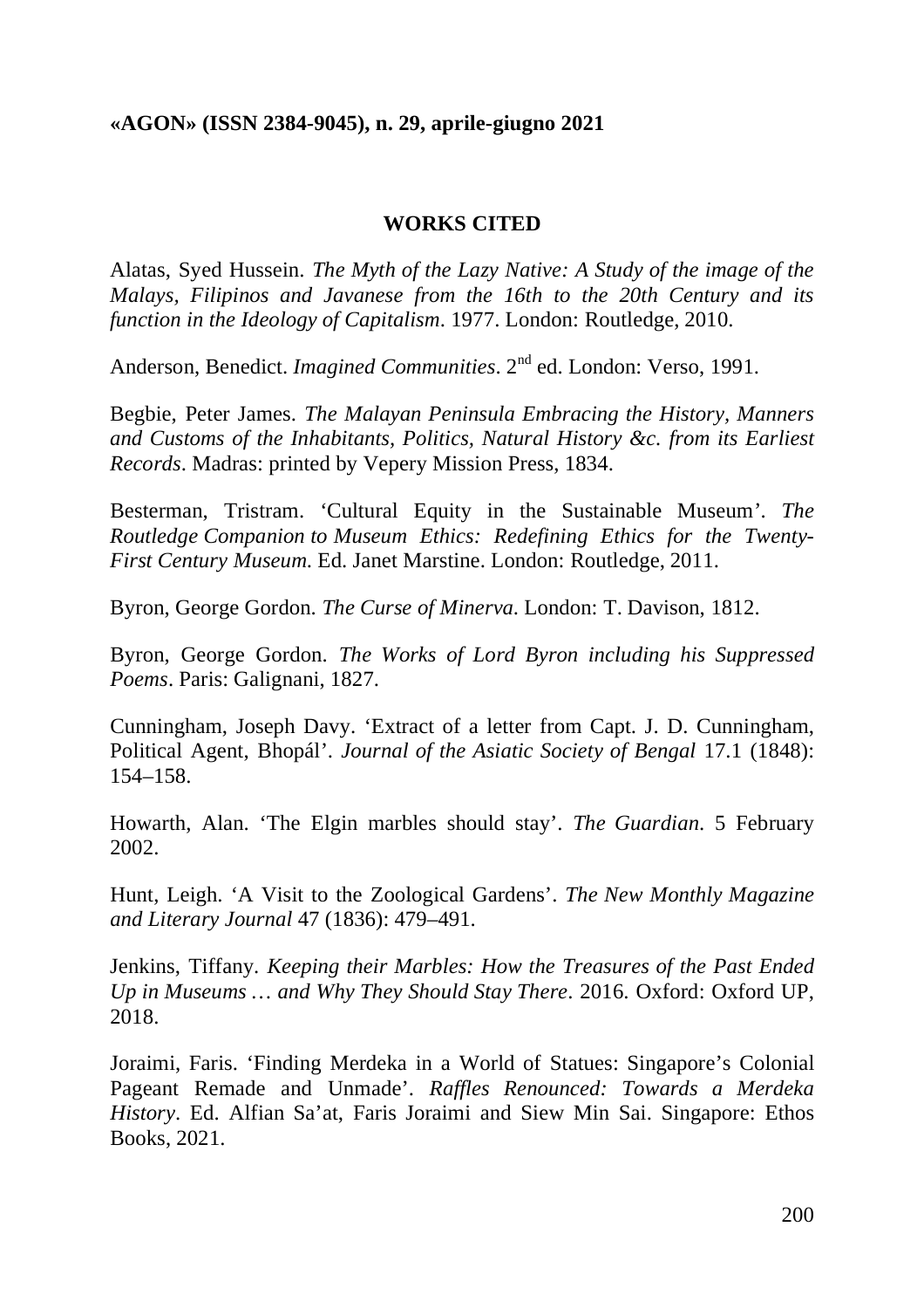## WORKS CITED

Alatas, Syed Hussein. *The Myth of the Lazy Native: A Study of the image of the Malays, Filipinos and Javanese from the 16th to the 20th Century and its function in the Ideology of Capitalism*. 1977. London: Routledge, 2010.

Anderson, Benedict. *Imagined Communities*. 2nd ed. London: Verso, 1991.

Begbie, Peter James. *The Malayan Peninsula Embracing the History, Manners and Customs of the Inhabitants, Politics, Natural History &c. from its Earliest Records*. Madras: printed by Vepery Mission Press, 1834.

Besterman, Tristram. 'Cultural Equity in the Sustainable Museum'. *The Routledge Companion to Museum Ethics: Redefining Ethics for the Twenty-First Century Museum*. Ed. Janet Marstine. London: Routledge, 2011.

Byron, George Gordon. *The Curse of Minerva*. London: T. Davison, 1812.

Byron, George Gordon. *The Works of Lord Byron including his Suppressed Poems*. Paris: Galignani, 1827.

Cunningham, Joseph Davy. 'Extract of a letter from Capt. J. D. Cunningham, Political Agent, Bhopál'. *Journal of the Asiatic Society of Bengal* 17.1 (1848): 154–158.

Howarth, Alan. 'The Elgin marbles should stay'. *The Guardian*. 5 February 2002.

Hunt, Leigh. 'A Visit to the Zoological Gardens'. *The New Monthly Magazine and Literary Journal* 47 (1836): 479–491.

Jenkins, Tiffany. *Keeping their Marbles: How the Treasures of the Past Ended Up in Museums … and Why They Should Stay There*. 2016. Oxford: Oxford UP, 2018.

Joraimi, Faris. 'Finding Merdeka in a World of Statues: Singapore's Colonial Pageant Remade and Unmade'. *Raffles Renounced: Towards a Merdeka History*. Ed. Alfian Sa'at, Faris Joraimi and Siew Min Sai. Singapore: Ethos Books, 2021.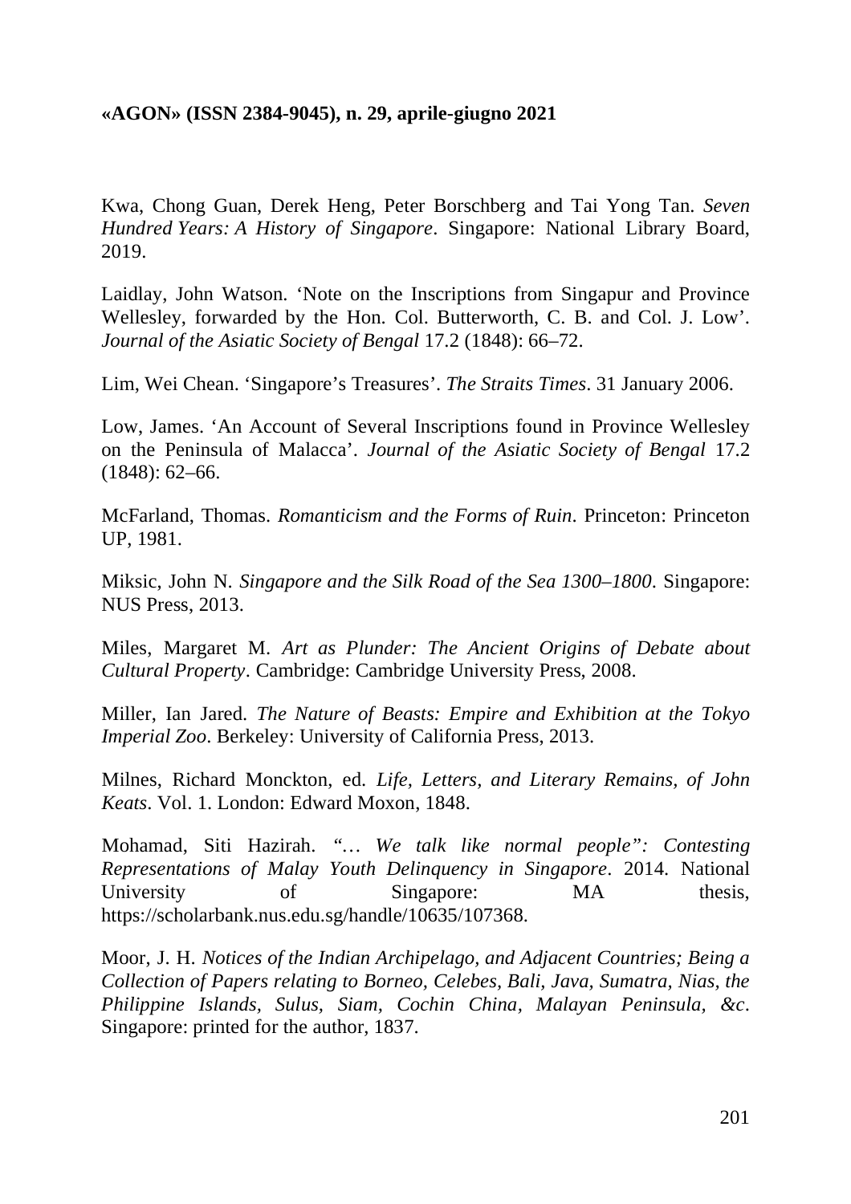Kwa, Chong Guan, Derek Heng, Peter Borschberg and Tai Yong Tan. *Seven Hundred Years: A History of Singapore*. Singapore: National Library Board, 2019.

Laidlay, John Watson. 'Note on the Inscriptions from Singapur and Province Wellesley, forwarded by the Hon. Col. Butterworth, C. B. and Col. J. Low'. *Journal of the Asiatic Society of Bengal* 17.2 (1848): 66–72.

Lim, Wei Chean. 'Singapore's Treasures'. *The Straits Times*. 31 January 2006.

Low, James. 'An Account of Several Inscriptions found in Province Wellesley on the Peninsula of Malacca'. *Journal of the Asiatic Society of Bengal* 17.2 (1848): 62–66.

McFarland, Thomas. *Romanticism and the Forms of Ruin*. Princeton: Princeton UP, 1981.

Miksic, John N. *Singapore and the Silk Road of the Sea 1300–1800*. Singapore: NUS Press, 2013.

Miles, Margaret M. *Art as Plunder: The Ancient Origins of Debate about Cultural Property*. Cambridge: Cambridge University Press, 2008.

Miller, Ian Jared. *The Nature of Beasts: Empire and Exhibition at the Tokyo Imperial Zoo*. Berkeley: University of California Press, 2013.

Milnes, Richard Monckton, ed. *Life, Letters, and Literary Remains, of John Keats*. Vol. 1. London: Edward Moxon, 1848.

Mohamad, Siti Hazirah. *"… We talk like normal people": Contesting Representations of Malay Youth Delinquency in Singapore*. 2014. National University of Singapore: MA thesis, https://scholarbank.nus.edu.sg/handle/10635/107368.

Moor, J. H. *Notices of the Indian Archipelago, and Adjacent Countries; Being a Collection of Papers relating to Borneo, Celebes, Bali, Java, Sumatra, Nias, the Philippine Islands, Sulus, Siam, Cochin China, Malayan Peninsula, &c*. Singapore: printed for the author, 1837.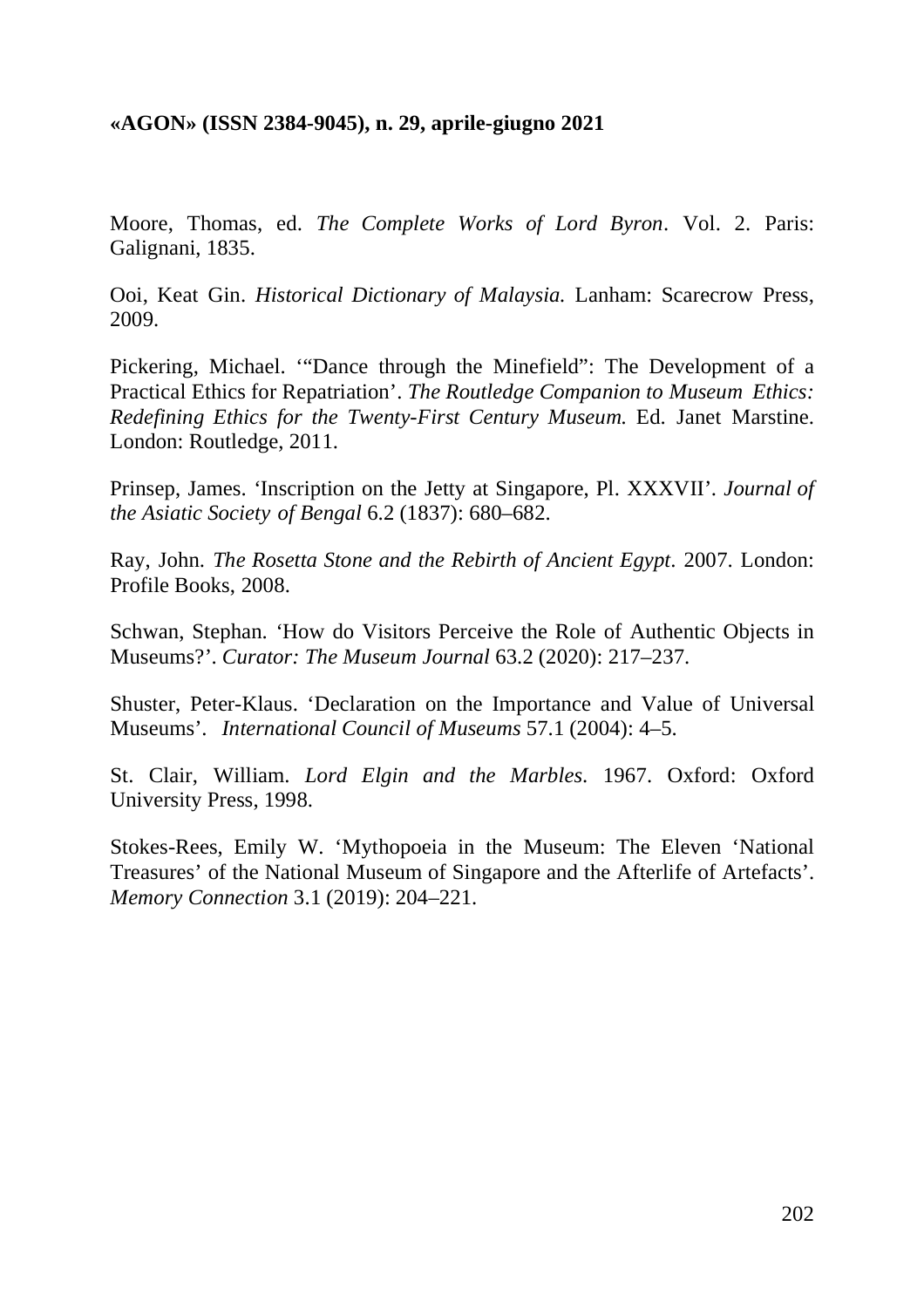Moore, Thomas, ed. *The Complete Works of Lord Byron*. Vol. 2. Paris: Galignani, 1835.

Ooi, Keat Gin. *Historical Dictionary of Malaysia.* Lanham: Scarecrow Press, 2009.

Pickering, Michael. '"Dance through the Minefield": The Development of a Practical Ethics for Repatriation'. *The Routledge Companion to Museum Ethics: Redefining Ethics for the Twenty-First Century Museum.* Ed. Janet Marstine. London: Routledge, 2011.

Prinsep, James. 'Inscription on the Jetty at Singapore, Pl. XXXVII'. *Journal of the Asiatic Society of Bengal* 6.2 (1837): 680–682.

Ray, John. *The Rosetta Stone and the Rebirth of Ancient Egypt*. 2007. London: Profile Books, 2008.

Schwan, Stephan. 'How do Visitors Perceive the Role of Authentic Objects in Museums?'. *Curator: The Museum Journal* 63.2 (2020): 217–237.

Shuster, Peter-Klaus. 'Declaration on the Importance and Value of Universal Museums'. *International Council of Museums* 57.1 (2004): 4–5.

St. Clair, William. *Lord Elgin and the Marbles*. 1967. Oxford: Oxford University Press, 1998.

Stokes-Rees, Emily W. 'Mythopoeia in the Museum: The Eleven 'National Treasures' of the National Museum of Singapore and the Afterlife of Artefacts'. *Memory Connection* 3.1 (2019): 204–221.